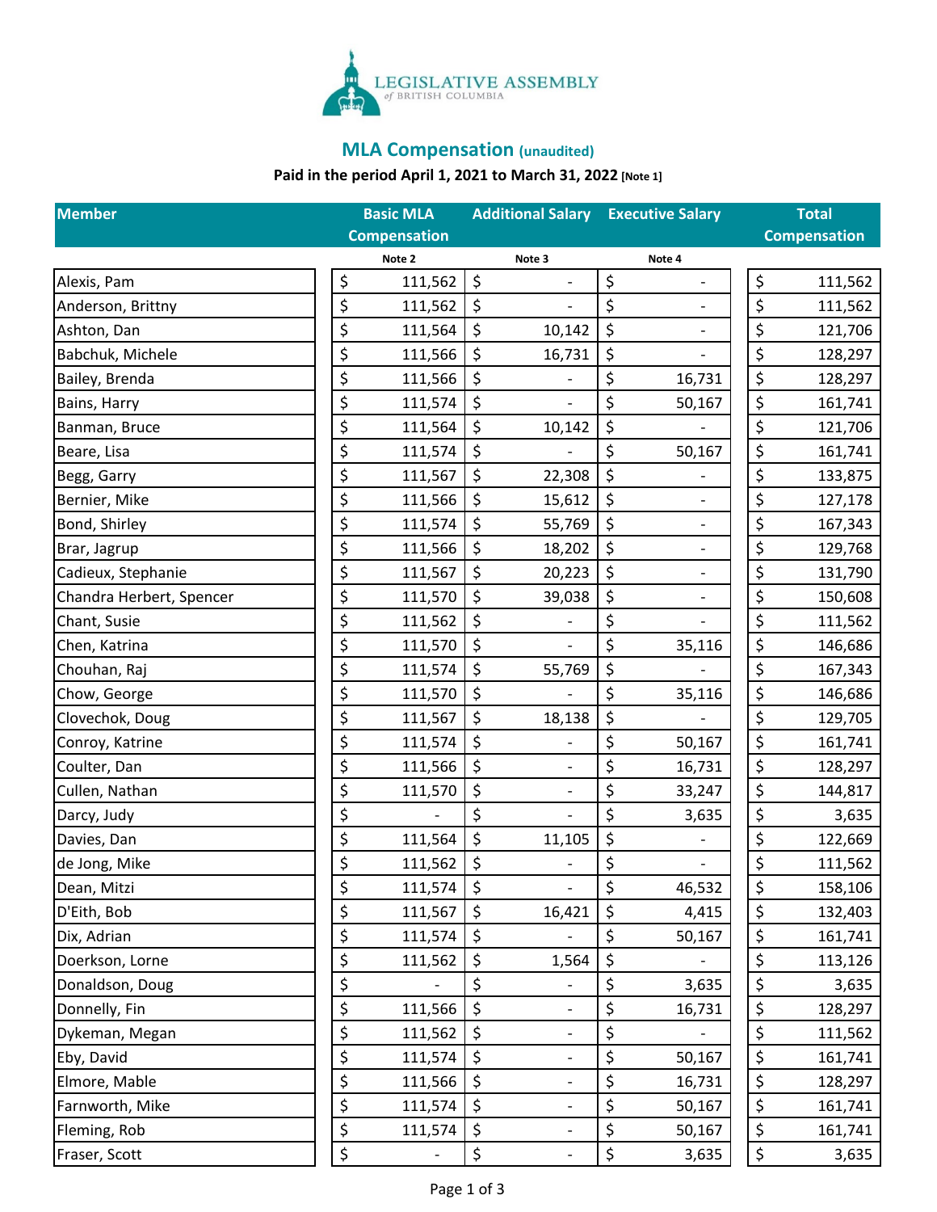LEGISLATIVE ASSEMBLY of BRITISH COLUMBIA

# MLA Compensation (unaudited)

**Paid in the period April 1, 2021 to March 31, 2022** [Note 1]

| Member | Basic MLA Compensation | Additional Salary | Executive Salary | Total Compensation |
|---|---|---|---|---|
| | Note 2 | Note 3 | Note 4 | |
| Alexis, Pam | $ 111,562 | $ - | $ - | $ 111,562 |
| Anderson, Brittny | $ 111,562 | $ - | $ - | $ 111,562 |
| Ashton, Dan | $ 111,564 | $ 10,142 | $ - | $ 121,706 |
| Babchuk, Michele | $ 111,566 | $ 16,731 | $ - | $ 128,297 |
| Bailey, Brenda | $ 111,566 | $ - | $ 16,731 | $ 128,297 |
| Bains, Harry | $ 111,574 | $ - | $ 50,167 | $ 161,741 |
| Banman, Bruce | $ 111,564 | $ 10,142 | $ - | $ 121,706 |
| Beare, Lisa | $ 111,574 | $ - | $ 50,167 | $ 161,741 |
| Begg, Garry | $ 111,567 | $ 22,308 | $ - | $ 133,875 |
| Bernier, Mike | $ 111,566 | $ 15,612 | $ - | $ 127,178 |
| Bond, Shirley | $ 111,574 | $ 55,769 | $ - | $ 167,343 |
| Brar, Jagrup | $ 111,566 | $ 18,202 | $ - | $ 129,768 |
| Cadieux, Stephanie | $ 111,567 | $ 20,223 | $ - | $ 131,790 |
| Chandra Herbert, Spencer | $ 111,570 | $ 39,038 | $ - | $ 150,608 |
| Chant, Susie | $ 111,562 | $ - | $ - | $ 111,562 |
| Chen, Katrina | $ 111,570 | $ - | $ 35,116 | $ 146,686 |
| Chouhan, Raj | $ 111,574 | $ 55,769 | $ - | $ 167,343 |
| Chow, George | $ 111,570 | $ - | $ 35,116 | $ 146,686 |
| Clovechok, Doug | $ 111,567 | $ 18,138 | $ - | $ 129,705 |
| Conroy, Katrine | $ 111,574 | $ - | $ 50,167 | $ 161,741 |
| Coulter, Dan | $ 111,566 | $ - | $ 16,731 | $ 128,297 |
| Cullen, Nathan | $ 111,570 | $ - | $ 33,247 | $ 144,817 |
| Darcy, Judy | $ - | $ - | $ 3,635 | $ 3,635 |
| Davies, Dan | $ 111,564 | $ 11,105 | $ - | $ 122,669 |
| de Jong, Mike | $ 111,562 | $ - | $ - | $ 111,562 |
| Dean, Mitzi | $ 111,574 | $ - | $ 46,532 | $ 158,106 |
| D'Eith, Bob | $ 111,567 | $ 16,421 | $ 4,415 | $ 132,403 |
| Dix, Adrian | $ 111,574 | $ - | $ 50,167 | $ 161,741 |
| Doerkson, Lorne | $ 111,562 | $ 1,564 | $ - | $ 113,126 |
| Donaldson, Doug | $ - | $ - | $ 3,635 | $ 3,635 |
| Donnelly, Fin | $ 111,566 | $ - | $ 16,731 | $ 128,297 |
| Dykeman, Megan | $ 111,562 | $ - | $ - | $ 111,562 |
| Eby, David | $ 111,574 | $ - | $ 50,167 | $ 161,741 |
| Elmore, Mable | $ 111,566 | $ - | $ 16,731 | $ 128,297 |
| Farnworth, Mike | $ 111,574 | $ - | $ 50,167 | $ 161,741 |
| Fleming, Rob | $ 111,574 | $ - | $ 50,167 | $ 161,741 |
| Fraser, Scott | $ - | $ - | $ 3,635 | $ 3,635 |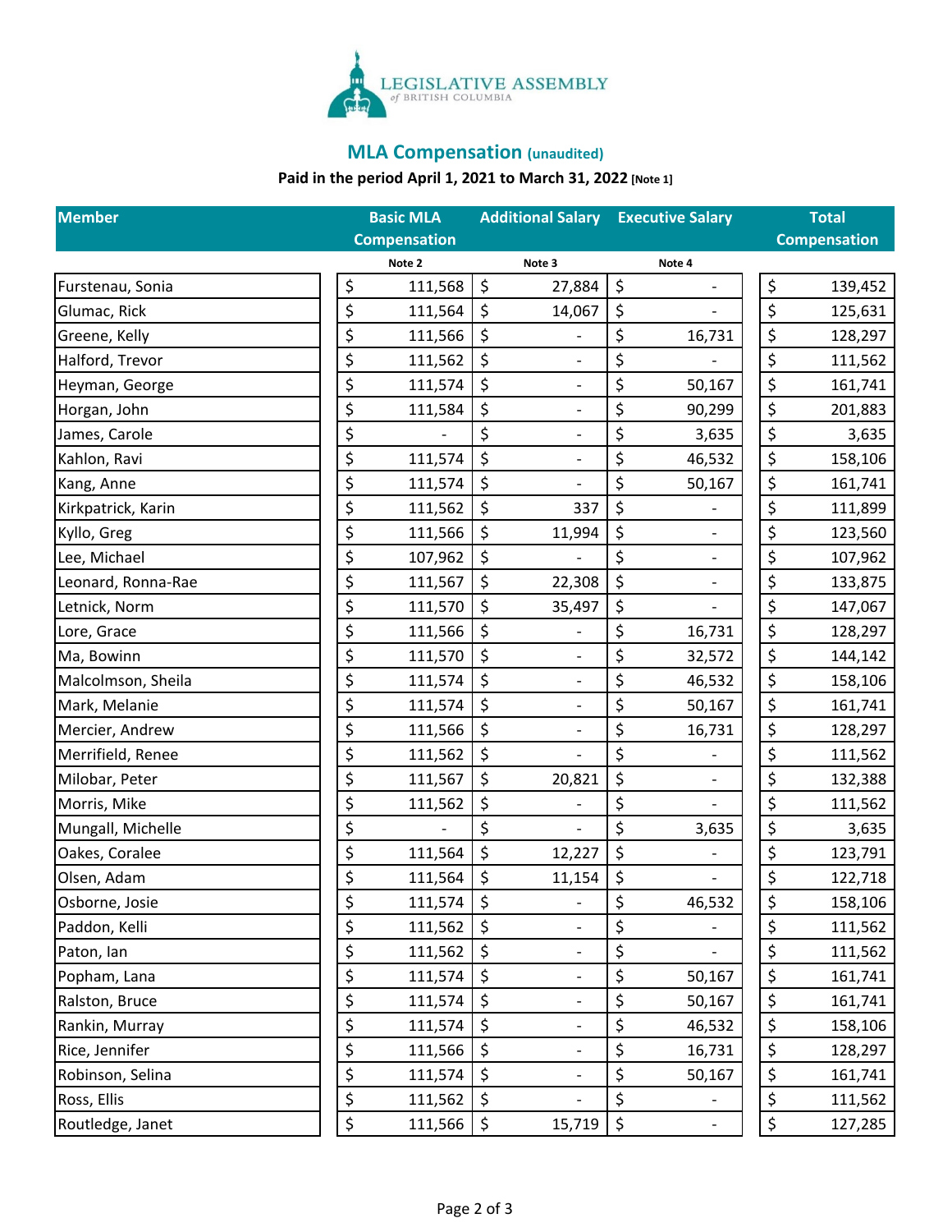LEGISLATIVE ASSEMBLY of BRITISH COLUMBIA

## MLA Compensation (unaudited)

**Paid in the period April 1, 2021 to March 31, 2022 [Note 1]**

| Member | Basic MLA Compensation | Additional Salary | Executive Salary | Total Compensation |
|---|---|---|---|---|
| | Note 2 | Note 3 | Note 4 | |
| Furstenau, Sonia | $ 111,568 | $ 27,884 | $ - | $ 139,452 |
| Glumac, Rick | $ 111,564 | $ 14,067 | $ - | $ 125,631 |
| Greene, Kelly | $ 111,566 | $ - | $ 16,731 | $ 128,297 |
| Halford, Trevor | $ 111,562 | $ - | $ - | $ 111,562 |
| Heyman, George | $ 111,574 | $ - | $ 50,167 | $ 161,741 |
| Horgan, John | $ 111,584 | $ - | $ 90,299 | $ 201,883 |
| James, Carole | $ - | $ - | $ 3,635 | $ 3,635 |
| Kahlon, Ravi | $ 111,574 | $ - | $ 46,532 | $ 158,106 |
| Kang, Anne | $ 111,574 | $ - | $ 50,167 | $ 161,741 |
| Kirkpatrick, Karin | $ 111,562 | $ 337 | $ - | $ 111,899 |
| Kyllo, Greg | $ 111,566 | $ 11,994 | $ - | $ 123,560 |
| Lee, Michael | $ 107,962 | $ - | $ - | $ 107,962 |
| Leonard, Ronna-Rae | $ 111,567 | $ 22,308 | $ - | $ 133,875 |
| Letnick, Norm | $ 111,570 | $ 35,497 | $ - | $ 147,067 |
| Lore, Grace | $ 111,566 | $ - | $ 16,731 | $ 128,297 |
| Ma, Bowinn | $ 111,570 | $ - | $ 32,572 | $ 144,142 |
| Malcolmson, Sheila | $ 111,574 | $ - | $ 46,532 | $ 158,106 |
| Mark, Melanie | $ 111,574 | $ - | $ 50,167 | $ 161,741 |
| Mercier, Andrew | $ 111,566 | $ - | $ 16,731 | $ 128,297 |
| Merrifield, Renee | $ 111,562 | $ - | $ - | $ 111,562 |
| Milobar, Peter | $ 111,567 | $ 20,821 | $ - | $ 132,388 |
| Morris, Mike | $ 111,562 | $ - | $ - | $ 111,562 |
| Mungall, Michelle | $ - | $ - | $ 3,635 | $ 3,635 |
| Oakes, Coralee | $ 111,564 | $ 12,227 | $ - | $ 123,791 |
| Olsen, Adam | $ 111,564 | $ 11,154 | $ - | $ 122,718 |
| Osborne, Josie | $ 111,574 | $ - | $ 46,532 | $ 158,106 |
| Paddon, Kelli | $ 111,562 | $ - | $ - | $ 111,562 |
| Paton, Ian | $ 111,562 | $ - | $ - | $ 111,562 |
| Popham, Lana | $ 111,574 | $ - | $ 50,167 | $ 161,741 |
| Ralston, Bruce | $ 111,574 | $ - | $ 50,167 | $ 161,741 |
| Rankin, Murray | $ 111,574 | $ - | $ 46,532 | $ 158,106 |
| Rice, Jennifer | $ 111,566 | $ - | $ 16,731 | $ 128,297 |
| Robinson, Selina | $ 111,574 | $ - | $ 50,167 | $ 161,741 |
| Ross, Ellis | $ 111,562 | $ - | $ - | $ 111,562 |
| Routledge, Janet | $ 111,566 | $ 15,719 | $ - | $ 127,285 |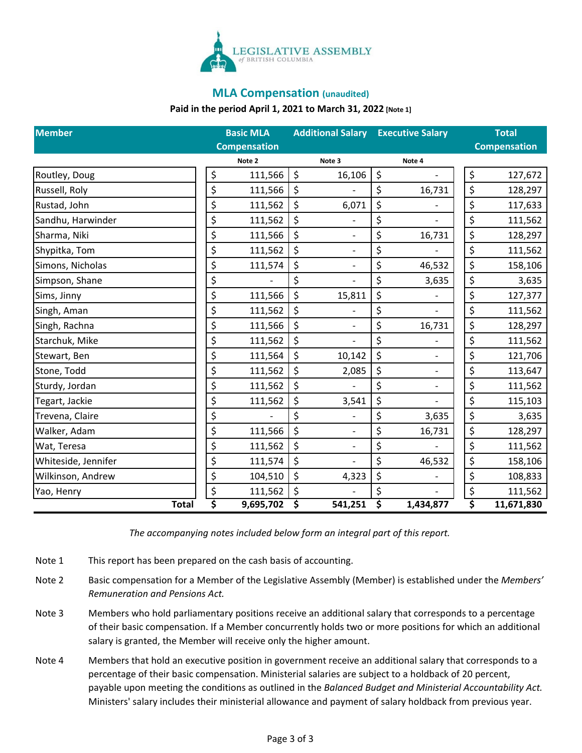LEGISLATIVE ASSEMBLY of BRITISH COLUMBIA

## MLA Compensation (unaudited)

**Paid in the period April 1, 2021 to March 31, 2022 [Note 1]**

| Member | Basic MLA Compensation | Additional Salary | Executive Salary | Total Compensation |
|---|---|---|---|---|
| | Note 2 | Note 3 | Note 4 | |
| Routley, Doug | $ 111,566 | $ 16,106 | $ - | $ 127,672 |
| Russell, Roly | $ 111,566 | $ - | $ 16,731 | $ 128,297 |
| Rustad, John | $ 111,562 | $ 6,071 | $ - | $ 117,633 |
| Sandhu, Harwinder | $ 111,562 | $ - | $ - | $ 111,562 |
| Sharma, Niki | $ 111,566 | $ - | $ 16,731 | $ 128,297 |
| Shypitka, Tom | $ 111,562 | $ - | $ - | $ 111,562 |
| Simons, Nicholas | $ 111,574 | $ - | $ 46,532 | $ 158,106 |
| Simpson, Shane | $ - | $ - | $ 3,635 | $ 3,635 |
| Sims, Jinny | $ 111,566 | $ 15,811 | $ - | $ 127,377 |
| Singh, Aman | $ 111,562 | $ - | $ - | $ 111,562 |
| Singh, Rachna | $ 111,566 | $ - | $ 16,731 | $ 128,297 |
| Starchuk, Mike | $ 111,562 | $ - | $ - | $ 111,562 |
| Stewart, Ben | $ 111,564 | $ 10,142 | $ - | $ 121,706 |
| Stone, Todd | $ 111,562 | $ 2,085 | $ - | $ 113,647 |
| Sturdy, Jordan | $ 111,562 | $ - | $ - | $ 111,562 |
| Tegart, Jackie | $ 111,562 | $ 3,541 | $ - | $ 115,103 |
| Trevena, Claire | $ - | $ - | $ 3,635 | $ 3,635 |
| Walker, Adam | $ 111,566 | $ - | $ 16,731 | $ 128,297 |
| Wat, Teresa | $ 111,562 | $ - | $ - | $ 111,562 |
| Whiteside, Jennifer | $ 111,574 | $ - | $ 46,532 | $ 158,106 |
| Wilkinson, Andrew | $ 104,510 | $ 4,323 | $ - | $ 108,833 |
| Yao, Henry | $ 111,562 | $ - | $ - | $ 111,562 |
| **Total** | **$ 9,695,702** | **$ 541,251** | **$ 1,434,877** | **$ 11,671,830** |

*The accompanying notes included below form an integral part of this report.*

Note 1 This report has been prepared on the cash basis of accounting.

Note 2 Basic compensation for a Member of the Legislative Assembly (Member) is established under the *Members' Remuneration and Pensions Act.*

Note 3 Members who hold parliamentary positions receive an additional salary that corresponds to a percentage of their basic compensation. If a Member concurrently holds two or more positions for which an additional salary is granted, the Member will receive only the higher amount.

Note 4 Members that hold an executive position in government receive an additional salary that corresponds to a percentage of their basic compensation. Ministerial salaries are subject to a holdback of 20 percent, payable upon meeting the conditions as outlined in the *Balanced Budget and Ministerial Accountability Act.* Ministers' salary includes their ministerial allowance and payment of salary holdback from previous year.